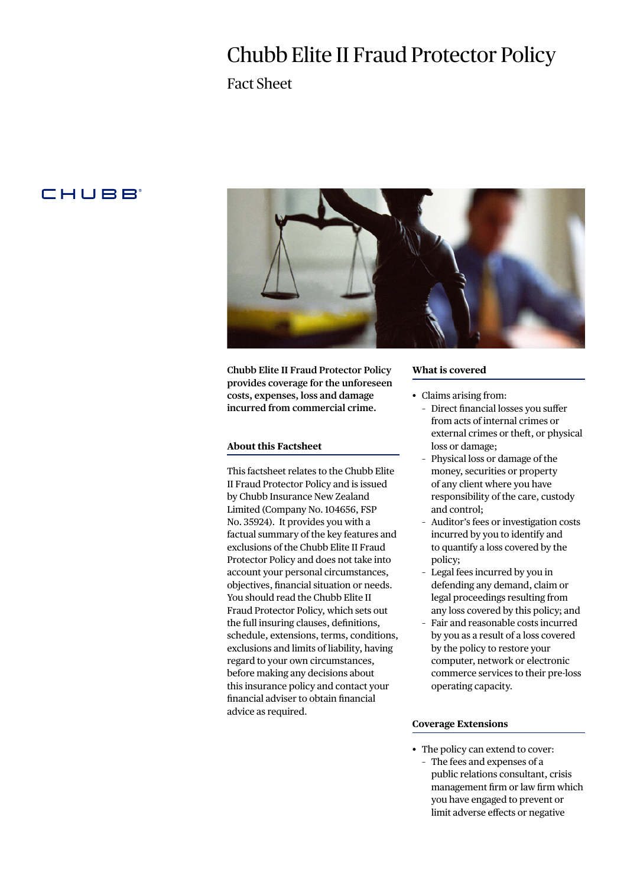# Chubb Elite II Fraud Protector Policy

## Fact Sheet

CHUBB

**Chubb Elite II Fraud Protector Policy provides coverage for the unforeseen costs, expenses, loss and damage incurred from commercial crime.**

### About this Factsheet

This factsheet relates to the Chubb Elite II Fraud Protector Policy and is issued by Chubb Insurance New Zealand Limited (Company No. 104656, FSP No. 35924). It provides you with a factual summary of the key features and exclusions of the Chubb Elite II Fraud Protector Policy and does not take into account your personal circumstances, objectives, financial situation or needs. You should read the Chubb Elite II Fraud Protector Policy, which sets out the full insuring clauses, definitions, schedule, extensions, terms, conditions, exclusions and limits of liability, having regard to your own circumstances, before making any decisions about this insurance policy and contact your financial adviser to obtain financial advice as required.

### What is covered

- Claims arising from:
  - Direct financial losses you suffer from acts of internal crimes or external crimes or theft, or physical loss or damage;
  - Physical loss or damage of the money, securities or property of any client where you have responsibility of the care, custody and control;
  - Auditor's fees or investigation costs incurred by you to identify and to quantify a loss covered by the policy;
  - Legal fees incurred by you in defending any demand, claim or legal proceedings resulting from any loss covered by this policy; and
  - Fair and reasonable costs incurred by you as a result of a loss covered by the policy to restore your computer, network or electronic commerce services to their pre-loss operating capacity.

### Coverage Extensions

- The policy can extend to cover:
  - The fees and expenses of a public relations consultant, crisis management firm or law firm which you have engaged to prevent or limit adverse effects or negative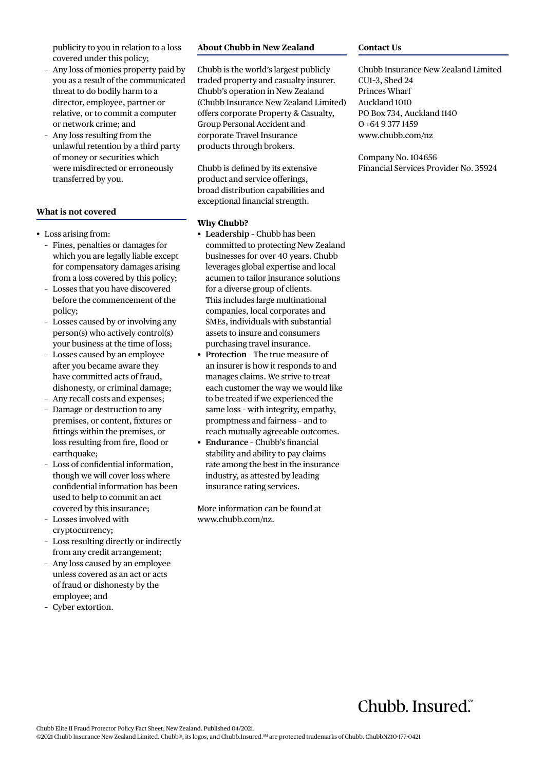publicity to you in relation to a loss covered under this policy;

- Any loss of monies property paid by you as a result of the communicated threat to do bodily harm to a director, employee, partner or relative, or to commit a computer or network crime; and
- Any loss resulting from the unlawful retention by a third party of money or securities which were misdirected or erroneously transferred by you.

**What is not covered**

- Loss arising from:
  - Fines, penalties or damages for which you are legally liable except for compensatory damages arising from a loss covered by this policy;
  - Losses that you have discovered before the commencement of the policy;
  - Losses caused by or involving any person(s) who actively control(s) your business at the time of loss;
  - Losses caused by an employee after you became aware they have committed acts of fraud, dishonesty, or criminal damage;
  - Any recall costs and expenses;
  - Damage or destruction to any premises, or content, fixtures or fittings within the premises, or loss resulting from fire, flood or earthquake;
  - Loss of confidential information, though we will cover loss where confidential information has been used to help to commit an act covered by this insurance;
  - Losses involved with cryptocurrency;
  - Loss resulting directly or indirectly from any credit arrangement;
  - Any loss caused by an employee unless covered as an act or acts of fraud or dishonesty by the employee; and
  - Cyber extortion.

**About Chubb in New Zealand**

Chubb is the world's largest publicly traded property and casualty insurer. Chubb's operation in New Zealand (Chubb Insurance New Zealand Limited) offers corporate Property & Casualty, Group Personal Accident and corporate Travel Insurance products through brokers.

Chubb is defined by its extensive product and service offerings, broad distribution capabilities and exceptional financial strength.

**Why Chubb?**

- **Leadership** – Chubb has been committed to protecting New Zealand businesses for over 40 years. Chubb leverages global expertise and local acumen to tailor insurance solutions for a diverse group of clients. This includes large multinational companies, local corporates and SMEs, individuals with substantial assets to insure and consumers purchasing travel insurance.
- **Protection** – The true measure of an insurer is how it responds to and manages claims. We strive to treat each customer the way we would like to be treated if we experienced the same loss – with integrity, empathy, promptness and fairness – and to reach mutually agreeable outcomes.
- **Endurance** – Chubb's financial stability and ability to pay claims rate among the best in the insurance industry, as attested by leading insurance rating services.

More information can be found at www.chubb.com/nz.

**Contact Us**

Chubb Insurance New Zealand Limited
CU1-3, Shed 24
Princes Wharf
Auckland 1010
PO Box 734, Auckland 1140
O +64 9 377 1459
www.chubb.com/nz

Company No. 104656
Financial Services Provider No. 35924

Chubb. Insured.℠

Chubb Elite II Fraud Protector Policy Fact Sheet, New Zealand. Published 04/2021.
©2021 Chubb Insurance New Zealand Limited. Chubb®, its logos, and Chubb.Insured.℠ are protected trademarks of Chubb. ChubbNZ10-177-0421